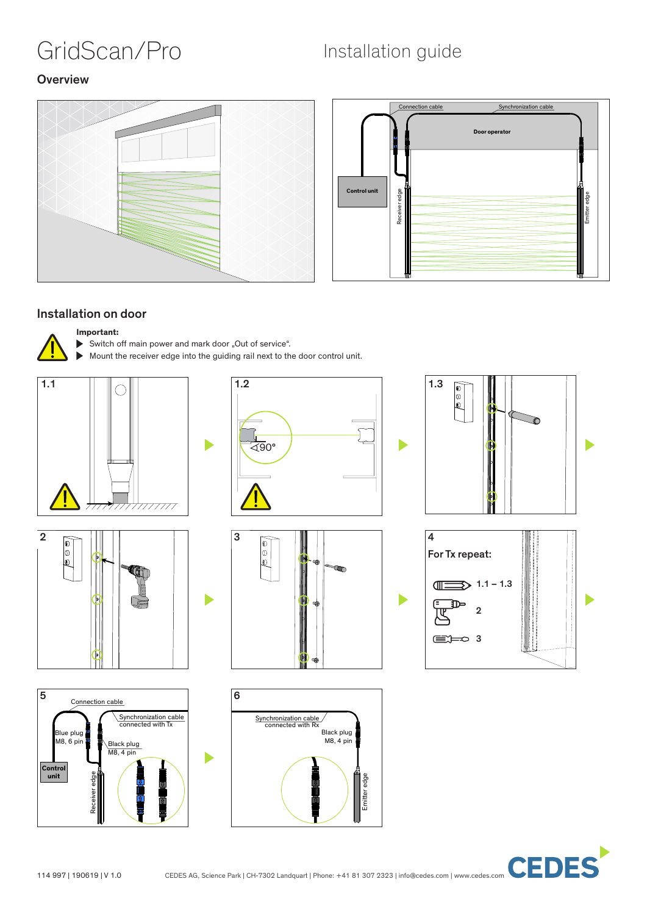# GridScan/Pro

Installation guide

## Overview

Connection cable

Synchronization cable

Door operator

Control unit

Receiver edge

Emitter edge

## Installation on door

**Important:**

- Switch off main power and mark door „Out of service".
- Mount the receiver edge into the guiding rail next to the door control unit.

1.1

1.2

⊲90°

1.3

2

3

4

For Tx repeat:

1.1 – 1.3

2

3

5

Connection cable

Synchronization cable connected with Tx

Blue plug M8, 6 pin

Black plug M8, 4 pin

Control unit

Receiver edge

6

Synchronization cable connected with Rx

Black plug M8, 4 pin

Emitter edge

114 997 | 190619 | V 1.0

CEDES AG, Science Park | CH-7302 Landquart | Phone: +41 81 307 2323 | info@cedes.com | www.cedes.com

CEDES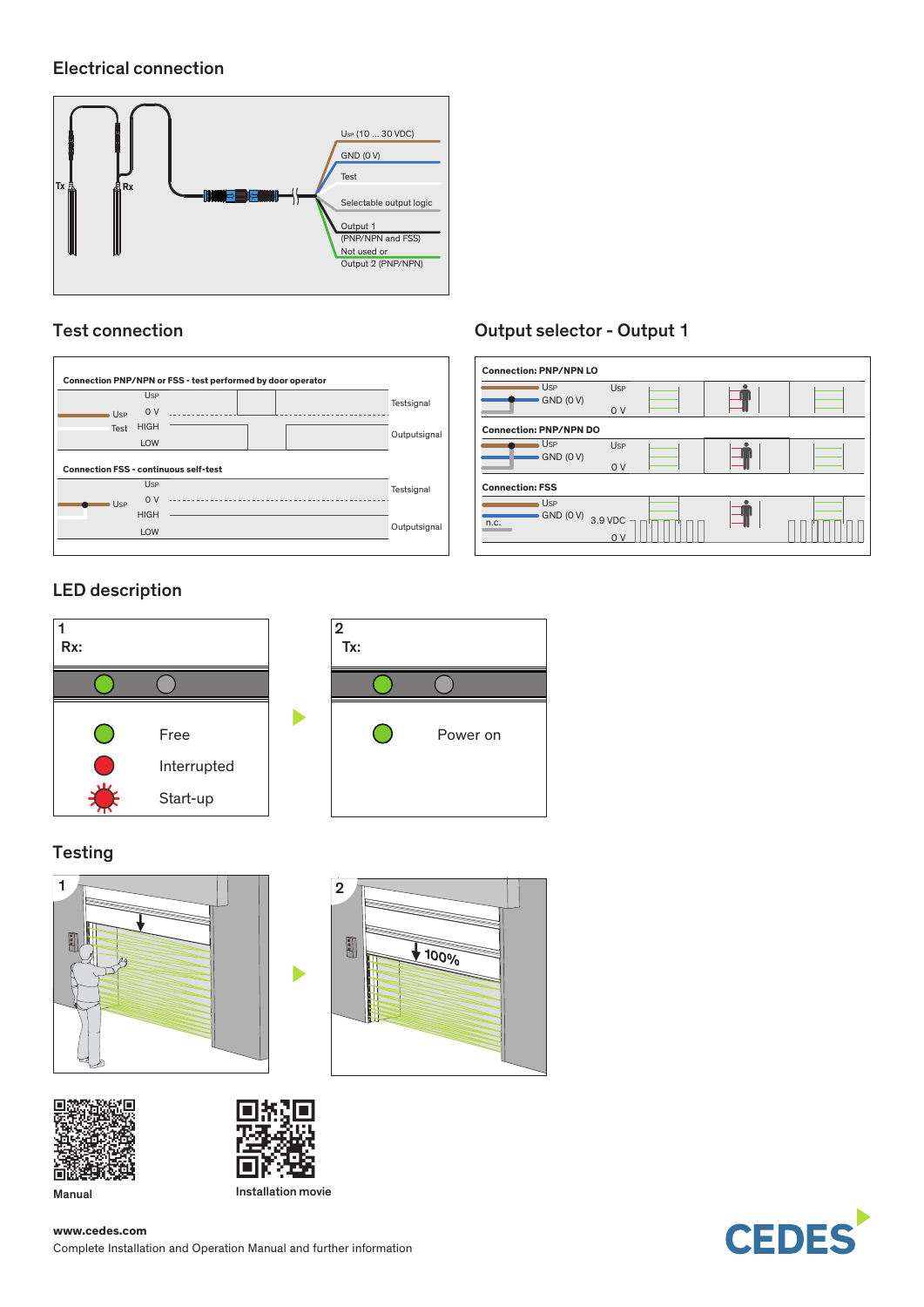## Electrical connection

Tx

Rx

$U_{SP}$ (10 ... 30 VDC)

GND (0 V)

Test

Selectable output logic

Output 1
(PNP/NPN and FSS)

Not used or
Output 2 (PNP/NPN)

## Test connection

**Connection PNP/NPN or FSS - test performed by door operator**

$U_{SP}$

$U_{SP}$

0 V

Testsignal

Test

HIGH

LOW

Outputsignal

**Connection FSS - continuous self-test**

$U_{SP}$

$U_{SP}$

0 V

Testsignal

HIGH

LOW

Outputsignal

## Output selector - Output 1

**Connection: PNP/NPN LO**

$U_{SP}$

GND (0 V)

$U_{SP}$

0 V

**Connection: PNP/NPN DO**

$U_{SP}$

GND (0 V)

$U_{SP}$

0 V

**Connection: FSS**

$U_{SP}$

GND (0 V)

n.c.

3.9 VDC

0 V

## LED description

1
Rx:

Free

Interrupted

Start-up

2
Tx:

Power on

## Testing

1

2

100%

Manual

Installation movie

**www.cedes.com**

Complete Installation and Operation Manual and further information

CEDES